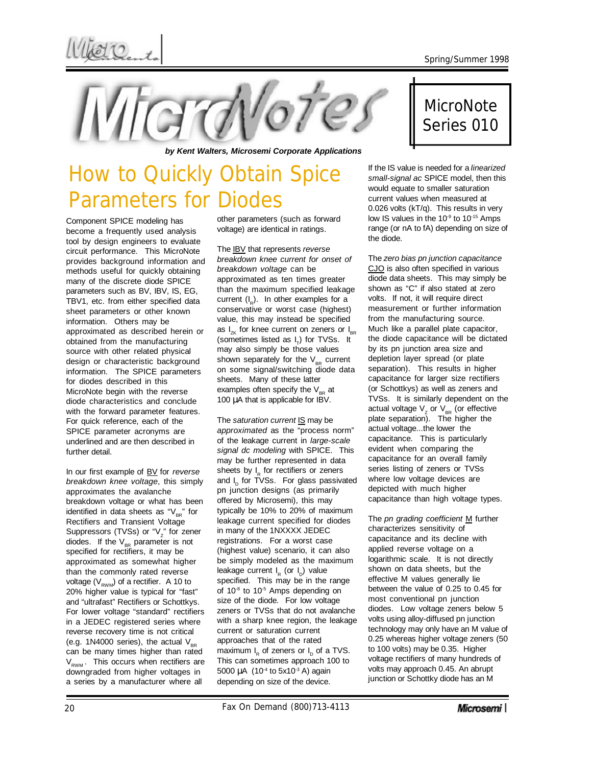# MicroNotes

MicroNote Series 010

*by Kent Walters, Microsemi Corporate Applications*

## How to Quickly Obtain Spice Parameters for Diodes

Component SPICE modeling has become a frequently used analysis tool by design engineers to evaluate circuit performance. This MicroNote provides background information and methods useful for quickly obtaining many of the discrete diode SPICE parameters such as BV, IBV, IS, EG, TBV1, etc. from either specified data sheet parameters or other known information. Others may be approximated as described herein or obtained from the manufacturing source with other related physical design or characteristic background information. The SPICE parameters for diodes described in this MicroNote begin with the reverse diode characteristics and conclude with the forward parameter features. For quick reference, each of the SPICE parameter acronyms are underlined and are then described in further detail.

In our first example of <u>BV</u> for *reverse breakdown knee voltage*, this simply approximates the avalanche breakdown voltage or what has been identified in data sheets as "$V_{BR}$" for Rectifiers and Transient Voltage Suppressors (TVSs) or "$V_Z$" for zener diodes. If the $V_{BR}$ parameter is not specified for rectifiers, it may be approximated as somewhat higher than the commonly rated reverse voltage ($V_{RWM}$) of a rectifier. A 10 to 20% higher value is typical for "fast" and "ultrafast" Rectifiers or Schottkys. For lower voltage "standard" rectifiers in a JEDEC registered series where reverse recovery time is not critical (e.g. 1N4000 series), the actual $V_{BR}$ can be many times higher than rated $V_{RWM}$. This occurs when rectifiers are downgraded from higher voltages in a series by a manufacturer where all other parameters (such as forward voltage) are identical in ratings.

The <u>IBV</u> that represents *reverse breakdown knee current for onset of breakdown voltage* can be approximated as ten times greater than the maximum specified leakage current ($I_R$). In other examples for a conservative or worst case (highest) value, this may instead be specified as $I_{ZK}$ for knee current on zeners or $I_{BR}$ (sometimes listed as $I_T$) for TVSs. It may also simply be those values shown separately for the $V_{BR}$ current on some signal/switching diode data sheets. Many of these latter examples often specify the $V_{BR}$ at 100 µA that is applicable for IBV.

The *saturation current* <u>IS</u> may be *approximated* as the "process norm" of the leakage current in *large-scale signal dc modeling* with SPICE. This may be further represented in data sheets by $I_R$ for rectifiers or zeners and $I_D$ for TVSs. For glass passivated pn junction designs (as primarily offered by Microsemi), this may typically be 10% to 20% of maximum leakage current specified for diodes in many of the 1NXXXX JEDEC registrations. For a worst case (highest value) scenario, it can also be simply modeled as the maximum leakage current $I_R$ (or $I_D$) value specified. This may be in the range of $10^{-8}$ to $10^{-5}$ Amps depending on size of the diode. For low voltage zeners or TVSs that do not avalanche with a sharp knee region, the leakage current or saturation current approaches that of the rated maximum $I_R$ of zeners or $I_D$ of a TVS. This can sometimes approach 100 to 5000 µA ($10^{-4}$ to $5x10^{-3}$ A) again depending on size of the device.

If the IS value is needed for a *linearized small-signal ac* SPICE model, then this would equate to smaller saturation current values when measured at 0.026 volts (kT/q). This results in very low IS values in the $10^{-9}$ to $10^{-15}$ Amps range (or nA to fA) depending on size of the diode.

The *zero bias pn junction capacitance* <u>CJO</u> is also often specified in various diode data sheets. This may simply be shown as "C" if also stated at zero volts. If not, it will require direct measurement or further information from the manufacturing source. Much like a parallel plate capacitor, the diode capacitance will be dictated by its pn junction area size and depletion layer spread (or plate separation). This results in higher capacitance for larger size rectifiers (or Schottkys) as well as zeners and TVSs. It is similarly dependent on the actual voltage $V_Z$ or $V_{BR}$ (or effective plate separation). The higher the actual voltage...the lower the capacitance. This is particularly evident when comparing the capacitance for an overall family series listing of zeners or TVSs where low voltage devices are depicted with much higher capacitance than high voltage types.

The *pn grading coefficient* <u>M</u> further characterizes sensitivity of capacitance and its decline with applied reverse voltage on a logarithmic scale. It is not directly shown on data sheets, but the effective M values generally lie between the value of 0.25 to 0.45 for most conventional pn junction diodes. Low voltage zeners below 5 volts using alloy-diffused pn junction technology may only have an M value of 0.25 whereas higher voltage zeners (50 to 100 volts) may be 0.35. Higher voltage rectifiers of many hundreds of volts may approach 0.45. An abrupt junction or Schottky diode has an M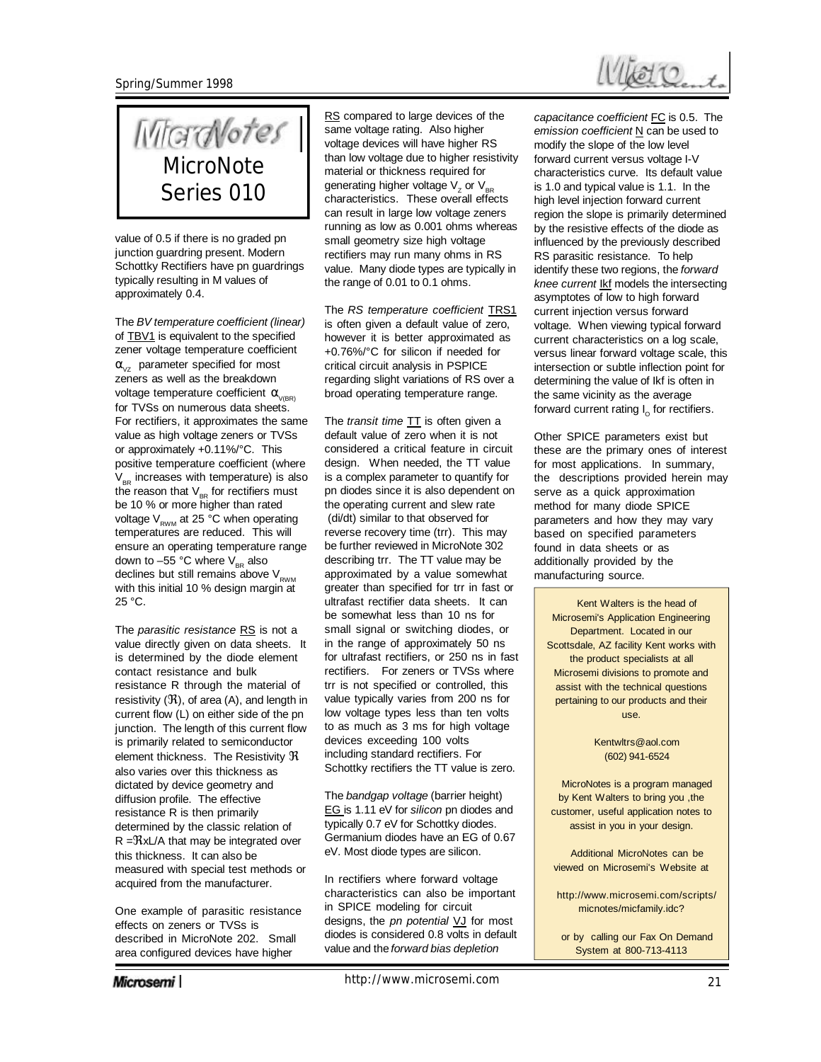# MicroNote Series 010

value of 0.5 if there is no graded pn junction guardring present. Modern Schottky Rectifiers have pn guardrings typically resulting in M values of approximately 0.4.

The *BV temperature coefficient (linear)* of TBV1 is equivalent to the specified zener voltage temperature coefficient $\alpha_{VZ}$ parameter specified for most zeners as well as the breakdown voltage temperature coefficient $\alpha_{V(BR)}$ for TVSs on numerous data sheets. For rectifiers, it approximates the same value as high voltage zeners or TVSs or approximately +0.11%/°C. This positive temperature coefficient (where $V_{BR}$ increases with temperature) is also the reason that $V_{BR}$ for rectifiers must be 10 % or more higher than rated voltage $V_{RWM}$ at 25 °C when operating temperatures are reduced. This will ensure an operating temperature range down to –55 °C where $V_{BR}$ also declines but still remains above $V_{RWM}$ with this initial 10 % design margin at 25 °C.

The *parasitic resistance* RS is not a value directly given on data sheets. It is determined by the diode element contact resistance and bulk resistance R through the material of resistivity ($\Re$), of area (A), and length in current flow (L) on either side of the pn junction. The length of this current flow is primarily related to semiconductor element thickness. The Resistivity $\Re$ also varies over this thickness as dictated by device geometry and diffusion profile. The effective resistance R is then primarily determined by the classic relation of $R = \Re x L/A$ that may be integrated over this thickness. It can also be measured with special test methods or acquired from the manufacturer.

One example of parasitic resistance effects on zeners or TVSs is described in MicroNote 202. Small area configured devices have higher RS compared to large devices of the same voltage rating. Also higher voltage devices will have higher RS than low voltage due to higher resistivity material or thickness required for generating higher voltage $V_z$ or $V_{BR}$ characteristics. These overall effects can result in large low voltage zeners running as low as 0.001 ohms whereas small geometry size high voltage rectifiers may run many ohms in RS value. Many diode types are typically in the range of 0.01 to 0.1 ohms.

The *RS temperature coefficient* TRS1 is often given a default value of zero, however it is better approximated as +0.76%/°C for silicon if needed for critical circuit analysis in PSPICE regarding slight variations of RS over a broad operating temperature range.

The *transit time* TT is often given a default value of zero when it is not considered a critical feature in circuit design. When needed, the TT value is a complex parameter to quantify for pn diodes since it is also dependent on the operating current and slew rate (di/dt) similar to that observed for reverse recovery time (trr). This may be further reviewed in MicroNote 302 describing trr. The TT value may be approximated by a value somewhat greater than specified for trr in fast or ultrafast rectifier data sheets. It can be somewhat less than 10 ns for small signal or switching diodes, or in the range of approximately 50 ns for ultrafast rectifiers, or 250 ns in fast rectifiers. For zeners or TVSs where trr is not specified or controlled, this value typically varies from 200 ns for low voltage types less than ten volts to as much as 3 ms for high voltage devices exceeding 100 volts including standard rectifiers. For Schottky rectifiers the TT value is zero.

The *bandgap voltage* (barrier height) EG is 1.11 eV for *silicon* pn diodes and typically 0.7 eV for Schottky diodes. Germanium diodes have an EG of 0.67 eV. Most diode types are silicon.

In rectifiers where forward voltage characteristics can also be important in SPICE modeling for circuit designs, the *pn potential* VJ for most diodes is considered 0.8 volts in default value and the *forward bias depletion capacitance coefficient* FC is 0.5. The *emission coefficient* N can be used to modify the slope of the low level forward current versus voltage I-V characteristics curve. Its default value is 1.0 and typical value is 1.1. In the high level injection forward current region the slope is primarily determined by the resistive effects of the diode as influenced by the previously described RS parasitic resistance. To help identify these two regions, the *forward knee current* Ikf models the intersecting asymptotes of low to high forward current injection versus forward voltage. When viewing typical forward current characteristics on a log scale, versus linear forward voltage scale, this intersection or subtle inflection point for determining the value of Ikf is often in the same vicinity as the average forward current rating $I_o$ for rectifiers.

Other SPICE parameters exist but these are the primary ones of interest for most applications. In summary, the descriptions provided herein may serve as a quick approximation method for many diode SPICE parameters and how they may vary based on specified parameters found in data sheets or as additionally provided by the manufacturing source.

Kent Walters is the head of Microsemi's Application Engineering Department. Located in our Scottsdale, AZ facility Kent works with the product specialists at all Microsemi divisions to promote and assist with the technical questions pertaining to our products and their use.

Kentwltrs@aol.com
(602) 941-6524

MicroNotes is a program managed by Kent Walters to bring you ,the customer, useful application notes to assist in you in your design.

Additional MicroNotes can be viewed on Microsemi's Website at

http://www.microsemi.com/scripts/micnotes/micfamily.idc?

or by calling our Fax On Demand System at 800-713-4113